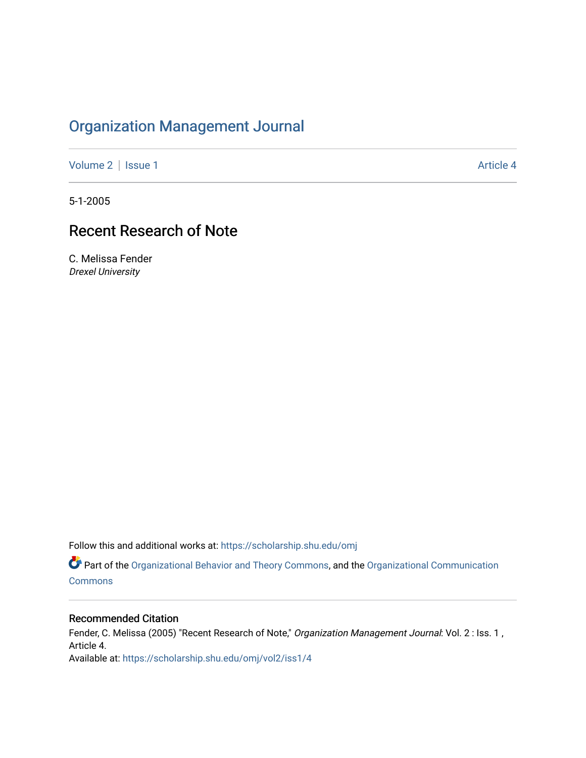# Organization Management Journal

Volume 2 | Issue 1 Article 4

5-1-2005

## Recent Research of Note

C. Melissa Fender
*Drexel University*

Follow this and additional works at: https://scholarship.shu.edu/omj

Part of the Organizational Behavior and Theory Commons, and the Organizational Communication Commons

### Recommended Citation

Fender, C. Melissa (2005) "Recent Research of Note," *Organization Management Journal*: Vol. 2 : Iss. 1 , Article 4.
Available at: https://scholarship.shu.edu/omj/vol2/iss1/4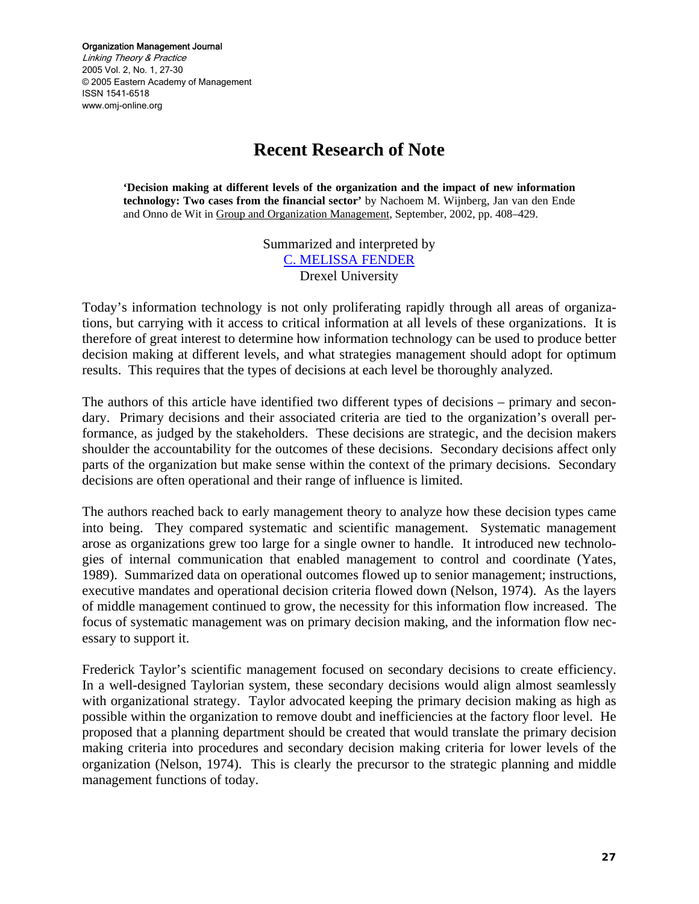# Recent Research of Note

**'Decision making at different levels of the organization and the impact of new information technology: Two cases from the financial sector'** by Nachoem M. Wijnberg, Jan van den Ende and Onno de Wit in Group and Organization Management, September, 2002, pp. 408–429.

Summarized and interpreted by  
C. MELISSA FENDER  
Drexel University

Today's information technology is not only proliferating rapidly through all areas of organizations, but carrying with it access to critical information at all levels of these organizations. It is therefore of great interest to determine how information technology can be used to produce better decision making at different levels, and what strategies management should adopt for optimum results. This requires that the types of decisions at each level be thoroughly analyzed.

The authors of this article have identified two different types of decisions – primary and secondary. Primary decisions and their associated criteria are tied to the organization's overall performance, as judged by the stakeholders. These decisions are strategic, and the decision makers shoulder the accountability for the outcomes of these decisions. Secondary decisions affect only parts of the organization but make sense within the context of the primary decisions. Secondary decisions are often operational and their range of influence is limited.

The authors reached back to early management theory to analyze how these decision types came into being. They compared systematic and scientific management. Systematic management arose as organizations grew too large for a single owner to handle. It introduced new technologies of internal communication that enabled management to control and coordinate (Yates, 1989). Summarized data on operational outcomes flowed up to senior management; instructions, executive mandates and operational decision criteria flowed down (Nelson, 1974). As the layers of middle management continued to grow, the necessity for this information flow increased. The focus of systematic management was on primary decision making, and the information flow necessary to support it.

Frederick Taylor's scientific management focused on secondary decisions to create efficiency. In a well-designed Taylorian system, these secondary decisions would align almost seamlessly with organizational strategy. Taylor advocated keeping the primary decision making as high as possible within the organization to remove doubt and inefficiencies at the factory floor level. He proposed that a planning department should be created that would translate the primary decision making criteria into procedures and secondary decision making criteria for lower levels of the organization (Nelson, 1974). This is clearly the precursor to the strategic planning and middle management functions of today.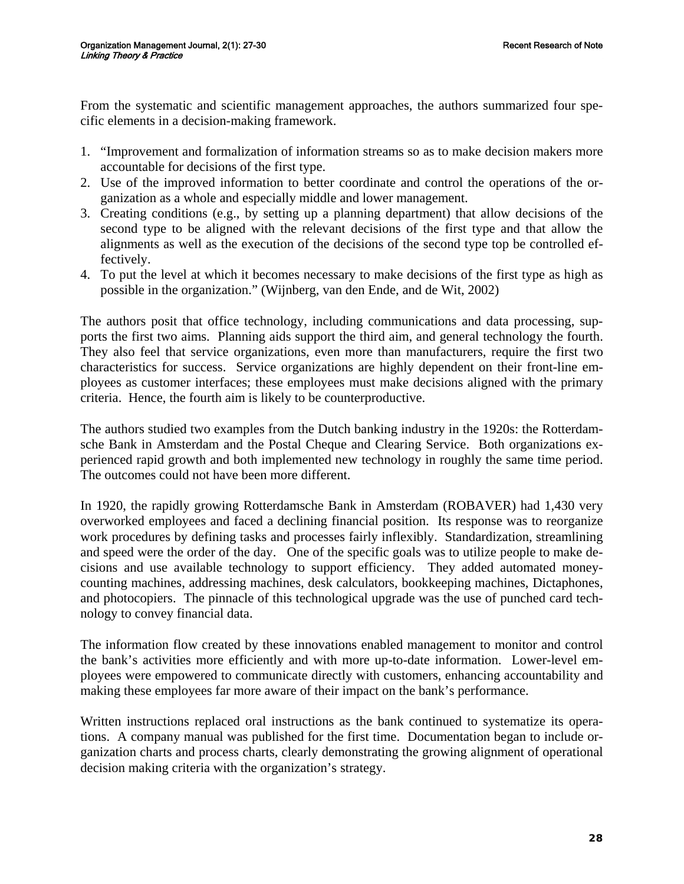From the systematic and scientific management approaches, the authors summarized four specific elements in a decision-making framework.

1. "Improvement and formalization of information streams so as to make decision makers more accountable for decisions of the first type.
2. Use of the improved information to better coordinate and control the operations of the organization as a whole and especially middle and lower management.
3. Creating conditions (e.g., by setting up a planning department) that allow decisions of the second type to be aligned with the relevant decisions of the first type and that allow the alignments as well as the execution of the decisions of the second type top be controlled effectively.
4. To put the level at which it becomes necessary to make decisions of the first type as high as possible in the organization." (Wijnberg, van den Ende, and de Wit, 2002)

The authors posit that office technology, including communications and data processing, supports the first two aims. Planning aids support the third aim, and general technology the fourth. They also feel that service organizations, even more than manufacturers, require the first two characteristics for success. Service organizations are highly dependent on their front-line employees as customer interfaces; these employees must make decisions aligned with the primary criteria. Hence, the fourth aim is likely to be counterproductive.

The authors studied two examples from the Dutch banking industry in the 1920s: the Rotterdamsche Bank in Amsterdam and the Postal Cheque and Clearing Service. Both organizations experienced rapid growth and both implemented new technology in roughly the same time period. The outcomes could not have been more different.

In 1920, the rapidly growing Rotterdamsche Bank in Amsterdam (ROBAVER) had 1,430 very overworked employees and faced a declining financial position. Its response was to reorganize work procedures by defining tasks and processes fairly inflexibly. Standardization, streamlining and speed were the order of the day. One of the specific goals was to utilize people to make decisions and use available technology to support efficiency. They added automated money-counting machines, addressing machines, desk calculators, bookkeeping machines, Dictaphones, and photocopiers. The pinnacle of this technological upgrade was the use of punched card technology to convey financial data.

The information flow created by these innovations enabled management to monitor and control the bank's activities more efficiently and with more up-to-date information. Lower-level employees were empowered to communicate directly with customers, enhancing accountability and making these employees far more aware of their impact on the bank's performance.

Written instructions replaced oral instructions as the bank continued to systematize its operations. A company manual was published for the first time. Documentation began to include organization charts and process charts, clearly demonstrating the growing alignment of operational decision making criteria with the organization's strategy.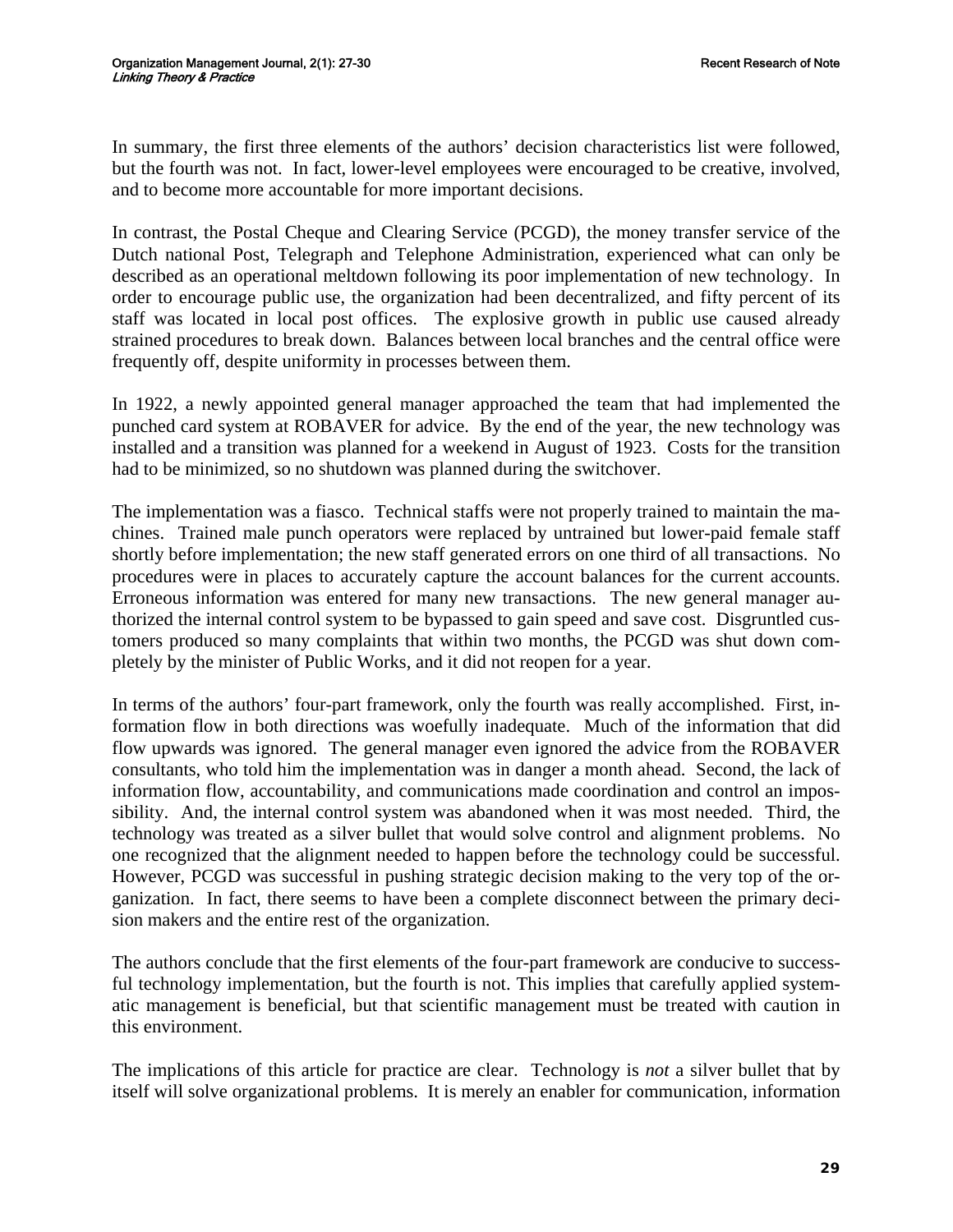In summary, the first three elements of the authors' decision characteristics list were followed, but the fourth was not. In fact, lower-level employees were encouraged to be creative, involved, and to become more accountable for more important decisions.

In contrast, the Postal Cheque and Clearing Service (PCGD), the money transfer service of the Dutch national Post, Telegraph and Telephone Administration, experienced what can only be described as an operational meltdown following its poor implementation of new technology. In order to encourage public use, the organization had been decentralized, and fifty percent of its staff was located in local post offices. The explosive growth in public use caused already strained procedures to break down. Balances between local branches and the central office were frequently off, despite uniformity in processes between them.

In 1922, a newly appointed general manager approached the team that had implemented the punched card system at ROBAVER for advice. By the end of the year, the new technology was installed and a transition was planned for a weekend in August of 1923. Costs for the transition had to be minimized, so no shutdown was planned during the switchover.

The implementation was a fiasco. Technical staffs were not properly trained to maintain the machines. Trained male punch operators were replaced by untrained but lower-paid female staff shortly before implementation; the new staff generated errors on one third of all transactions. No procedures were in places to accurately capture the account balances for the current accounts. Erroneous information was entered for many new transactions. The new general manager authorized the internal control system to be bypassed to gain speed and save cost. Disgruntled customers produced so many complaints that within two months, the PCGD was shut down completely by the minister of Public Works, and it did not reopen for a year.

In terms of the authors' four-part framework, only the fourth was really accomplished. First, information flow in both directions was woefully inadequate. Much of the information that did flow upwards was ignored. The general manager even ignored the advice from the ROBAVER consultants, who told him the implementation was in danger a month ahead. Second, the lack of information flow, accountability, and communications made coordination and control an impossibility. And, the internal control system was abandoned when it was most needed. Third, the technology was treated as a silver bullet that would solve control and alignment problems. No one recognized that the alignment needed to happen before the technology could be successful. However, PCGD was successful in pushing strategic decision making to the very top of the organization. In fact, there seems to have been a complete disconnect between the primary decision makers and the entire rest of the organization.

The authors conclude that the first elements of the four-part framework are conducive to successful technology implementation, but the fourth is not. This implies that carefully applied systematic management is beneficial, but that scientific management must be treated with caution in this environment.

The implications of this article for practice are clear. Technology is *not* a silver bullet that by itself will solve organizational problems. It is merely an enabler for communication, information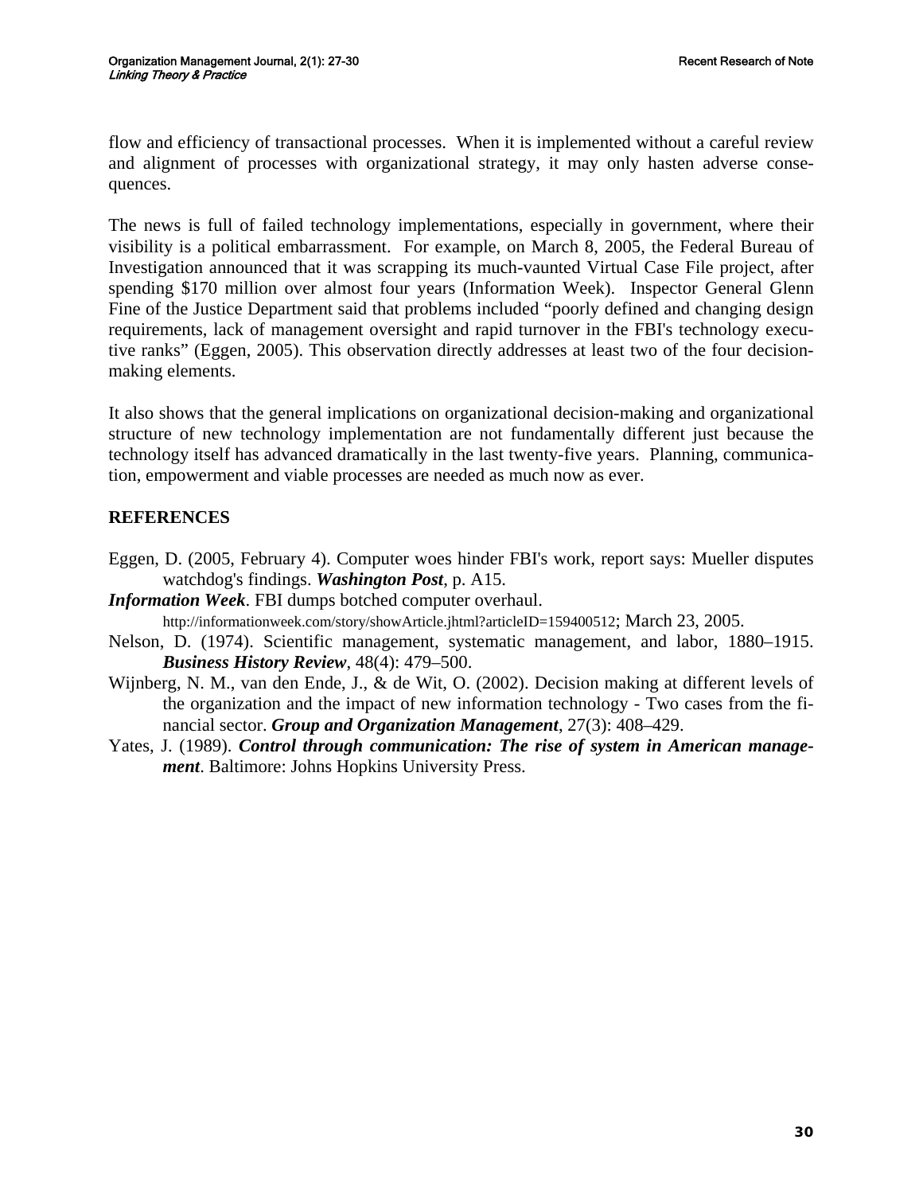flow and efficiency of transactional processes. When it is implemented without a careful review and alignment of processes with organizational strategy, it may only hasten adverse consequences.

The news is full of failed technology implementations, especially in government, where their visibility is a political embarrassment. For example, on March 8, 2005, the Federal Bureau of Investigation announced that it was scrapping its much-vaunted Virtual Case File project, after spending $170 million over almost four years (Information Week). Inspector General Glenn Fine of the Justice Department said that problems included "poorly defined and changing design requirements, lack of management oversight and rapid turnover in the FBI's technology executive ranks" (Eggen, 2005). This observation directly addresses at least two of the four decision-making elements.

It also shows that the general implications on organizational decision-making and organizational structure of new technology implementation are not fundamentally different just because the technology itself has advanced dramatically in the last twenty-five years. Planning, communication, empowerment and viable processes are needed as much now as ever.

## REFERENCES

Eggen, D. (2005, February 4). Computer woes hinder FBI's work, report says: Mueller disputes watchdog's findings. ***Washington Post***, p. A15.

***Information Week***. FBI dumps botched computer overhaul. http://informationweek.com/story/showArticle.jhtml?articleID=159400512; March 23, 2005.

Nelson, D. (1974). Scientific management, systematic management, and labor, 1880–1915. ***Business History Review***, 48(4): 479–500.

Wijnberg, N. M., van den Ende, J., & de Wit, O. (2002). Decision making at different levels of the organization and the impact of new information technology - Two cases from the financial sector. ***Group and Organization Management***, 27(3): 408–429.

Yates, J. (1989). ***Control through communication: The rise of system in American management***. Baltimore: Johns Hopkins University Press.